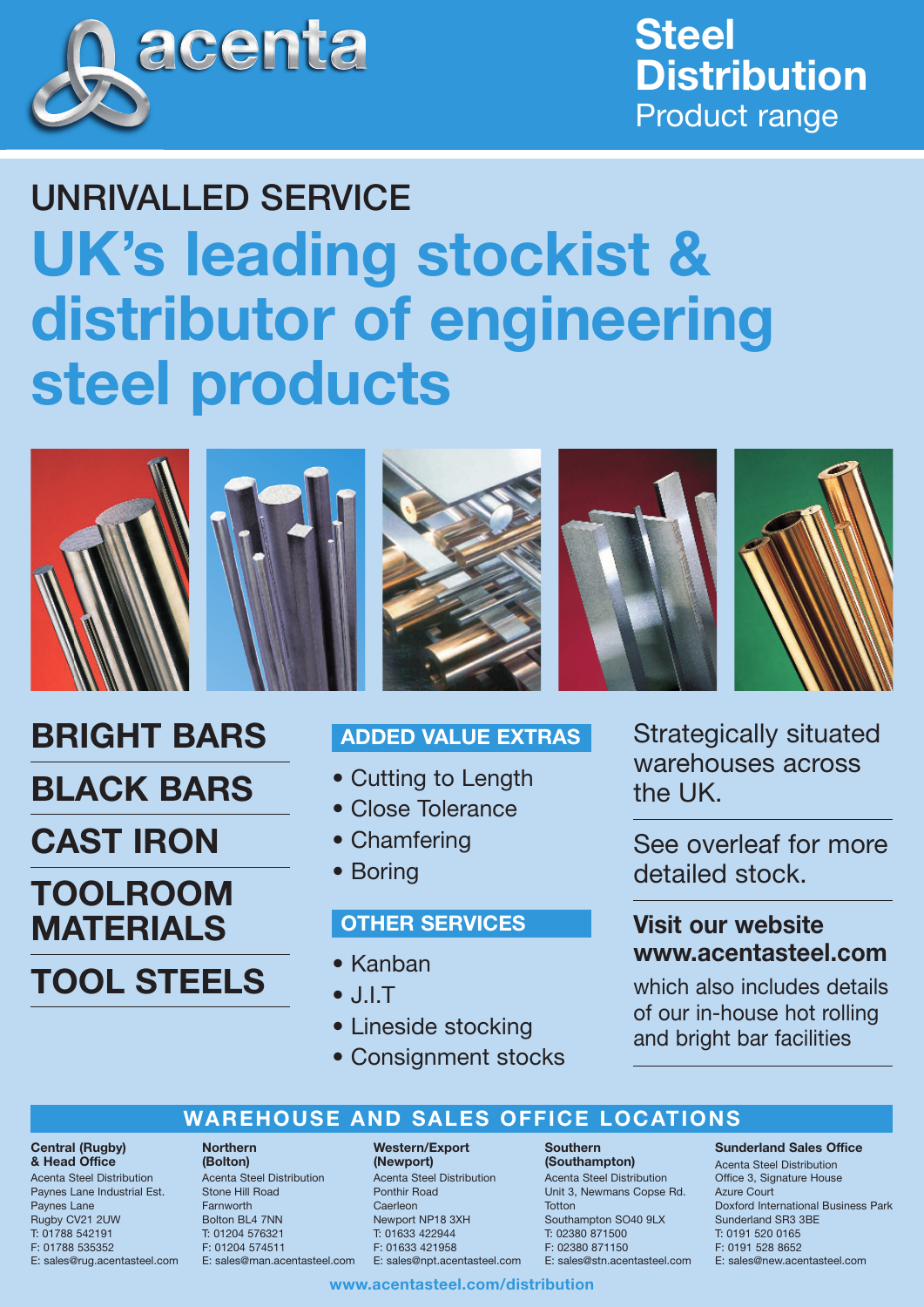# acenta

**Steel Distribution**
Product range

## UNRIVALLED SERVICE

# UK's leading stockist & distributor of engineering steel products

## BRIGHT BARS

## BLACK BARS

## CAST IRON

## TOOLROOM MATERIALS

## TOOL STEELS

### ADDED VALUE EXTRAS

- Cutting to Length
- Close Tolerance
- Chamfering
- Boring

### OTHER SERVICES

- Kanban
- J.I.T
- Lineside stocking
- Consignment stocks

Strategically situated warehouses across the UK.

See overleaf for more detailed stock.

**Visit our website www.acentasteel.com**

which also includes details of our in-house hot rolling and bright bar facilities

## WAREHOUSE AND SALES OFFICE LOCATIONS

**Central (Rugby) & Head Office**
Acenta Steel Distribution
Paynes Lane Industrial Est.
Paynes Lane
Rugby CV21 2UW
T: 01788 542191
F: 01788 535352
E: sales@rug.acentasteel.com

**Northern (Bolton)**
Acenta Steel Distribution
Stone Hill Road
Farnworth
Bolton BL4 7NN
T: 01204 576321
F: 01204 574511
E: sales@man.acentasteel.com

**Western/Export (Newport)**
Acenta Steel Distribution
Ponthir Road
Caerleon
Newport NP18 3XH
T: 01633 422944
F: 01633 421958
E: sales@npt.acentasteel.com

**Southern (Southampton)**
Acenta Steel Distribution
Unit 3, Newmans Copse Rd.
Totton
Southampton SO40 9LX
T: 02380 871500
F: 02380 871150
E: sales@stn.acentasteel.com

**Sunderland Sales Office**
Acenta Steel Distribution
Office 3, Signature House
Azure Court
Doxford International Business Park
Sunderland SR3 3BE
T: 0191 520 0165
F: 0191 528 8652
E: sales@new.acentasteel.com

www.acentasteel.com/distribution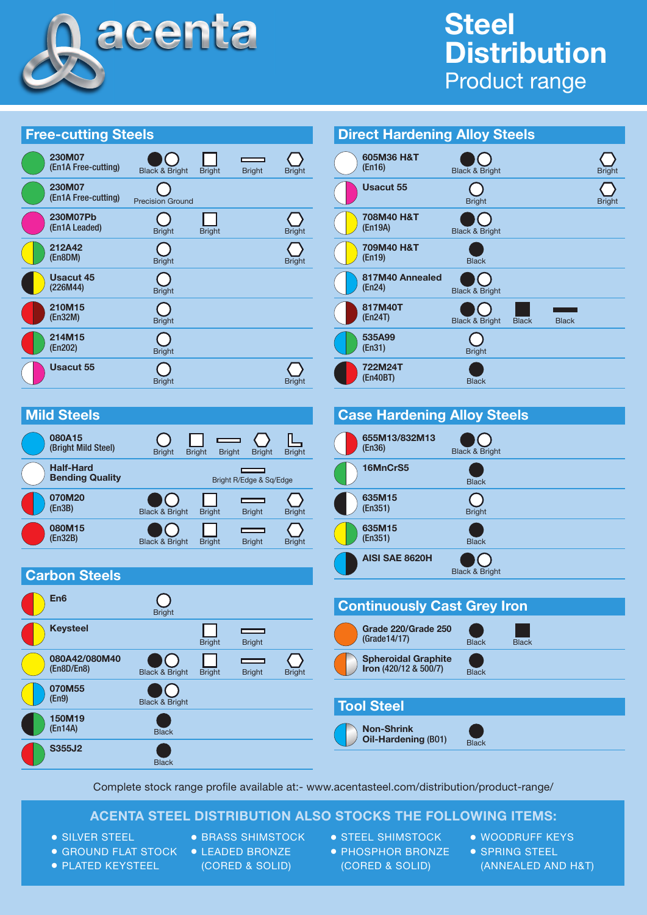# acenta

# Steel Distribution
Product range

## Free-cutting Steels

| | | | | |
|---|---|---|---|---|
| **230M07** (En1A Free-cutting) | Black & Bright | Bright | Bright | Bright |
| **230M07** (En1A Free-cutting) | Precision Ground | | | |
| **230M07Pb** (En1A Leaded) | Bright | Bright | | Bright |
| **212A42** (En8DM) | Bright | | | Bright |
| **Usacut 45** (226M44) | Bright | | | |
| **210M15** (En32M) | Bright | | | |
| **214M15** (En202) | Bright | | | |
| **Usacut 55** | Bright | | | Bright |

## Direct Hardening Alloy Steels

| | | | | |
|---|---|---|---|---|
| **605M36 H&T** (En16) | Black & Bright | | | Bright |
| **Usacut 55** | Bright | | | Bright |
| **708M40 H&T** (En19A) | Black & Bright | | | |
| **709M40 H&T** (En19) | Black | | | |
| **817M40 Annealed** (En24) | Black & Bright | | | |
| **817M40T** (En24T) | Black & Bright | Black | Black | |
| **535A99** (En31) | Bright | | | |
| **722M24T** (En40BT) | Black | | | |

## Mild Steels

| | | | | | |
|---|---|---|---|---|---|
| **080A15** (Bright Mild Steel) | Bright | Bright | Bright | Bright | Bright |
| **Half-Hard Bending Quality** | | | Bright R/Edge & Sq/Edge | | |
| **070M20** (En3B) | Black & Bright | Bright | Bright | Bright | |
| **080M15** (En32B) | Black & Bright | Bright | Bright | Bright | |

## Case Hardening Alloy Steels

| | |
|---|---|
| **655M13/832M13** (En36) | Black & Bright |
| **16MnCrS5** | Black |
| **635M15** (En351) | Bright |
| **635M15** (En351) | Black |
| **AISI SAE 8620H** | Black & Bright |

## Carbon Steels

| | | | | |
|---|---|---|---|---|
| **En6** | Bright | | | |
| **Keysteel** | | Bright | Bright | |
| **080A42/080M40** (En8D/En8) | Black & Bright | Bright | Bright | Bright |
| **070M55** (En9) | Black & Bright | | | |
| **150M19** (En14A) | Black | | | |
| **S355J2** | Black | | | |

## Continuously Cast Grey Iron

| | | |
|---|---|---|
| **Grade 220/Grade 250** (Grade14/17) | Black | Black |
| **Spheroidal Graphite Iron** (420/12 & 500/7) | Black | |

## Tool Steel

| | |
|---|---|
| **Non-Shrink Oil-Hardening** (B01) | Black |

Complete stock range profile available at:- www.acentasteel.com/distribution/product-range/

## ACENTA STEEL DISTRIBUTION ALSO STOCKS THE FOLLOWING ITEMS:

- SILVER STEEL
- GROUND FLAT STOCK
- PLATED KEYSTEEL
- BRASS SHIMSTOCK
- LEADED BRONZE (CORED & SOLID)
- STEEL SHIMSTOCK
- PHOSPHOR BRONZE (CORED & SOLID)
- WOODRUFF KEYS
- SPRING STEEL (ANNEALED AND H&T)